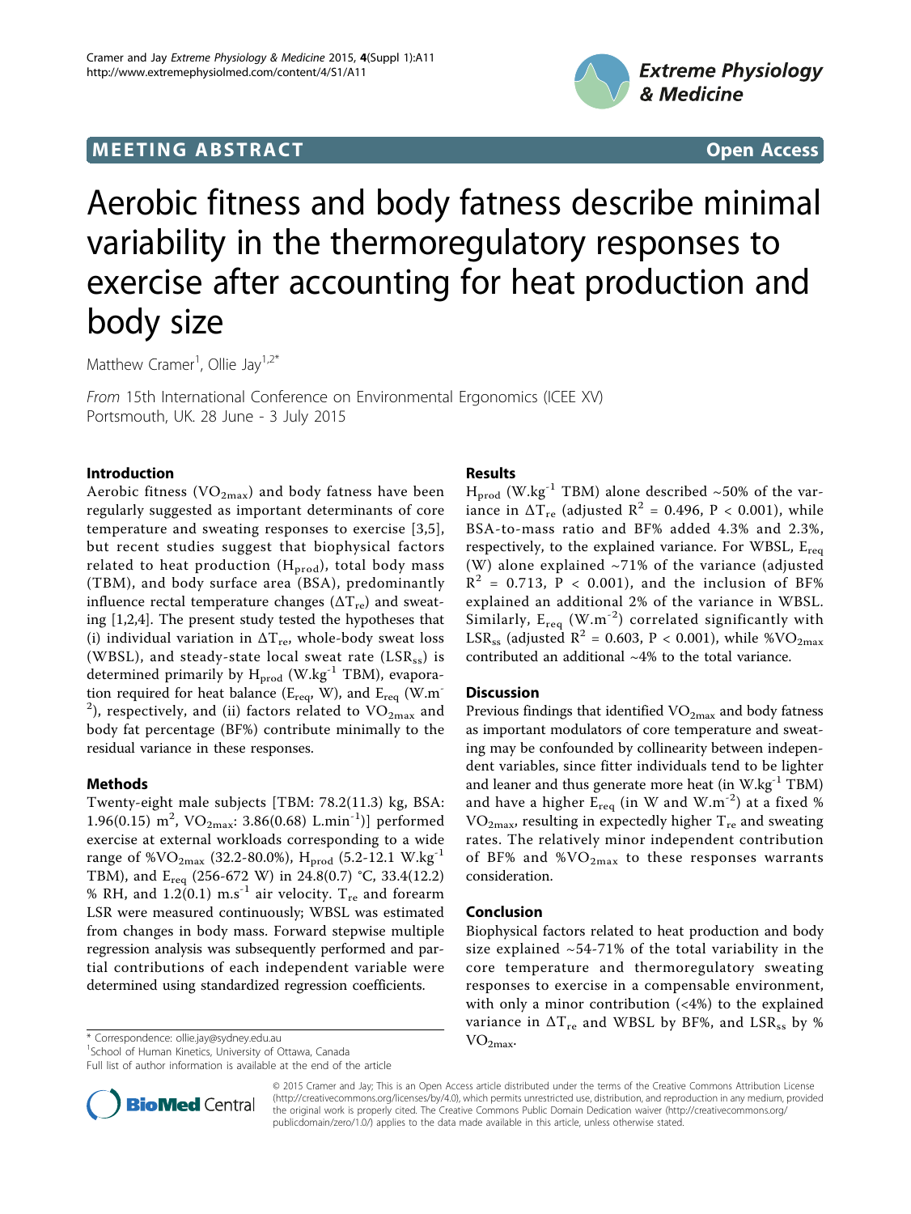MEETING ABSTRACT

Open Access

# Aerobic fitness and body fatness describe minimal variability in the thermoregulatory responses to exercise after accounting for heat production and body size

Matthew Cramer[1], Ollie Jay[1,2*]

*From* 15th International Conference on Environmental Ergonomics (ICEE XV)
Portsmouth, UK. 28 June - 3 July 2015

## Introduction

Aerobic fitness ($VO_{2max}$) and body fatness have been regularly suggested as important determinants of core temperature and sweating responses to exercise [3,5], but recent studies suggest that biophysical factors related to heat production ($H_{prod}$), total body mass (TBM), and body surface area (BSA), predominantly influence rectal temperature changes ($\Delta T_{re}$) and sweating [1,2,4]. The present study tested the hypotheses that (i) individual variation in $\Delta T_{re}$, whole-body sweat loss (WBSL), and steady-state local sweat rate ($LSR_{ss}$) is determined primarily by $H_{prod}$ (W.kg$^{-1}$ TBM), evaporation required for heat balance ($E_{req}$, W), and $E_{req}$ (W.m$^{-2}$), respectively, and (ii) factors related to $VO_{2max}$ and body fat percentage (BF%) contribute minimally to the residual variance in these responses.

## Methods

Twenty-eight male subjects [TBM: 78.2(11.3) kg, BSA: 1.96(0.15) m$^2$, $VO_{2max}$: 3.86(0.68) L.min$^{-1}$)] performed exercise at external workloads corresponding to a wide range of %$VO_{2max}$ (32.2-80.0%), $H_{prod}$ (5.2-12.1 W.kg$^{-1}$ TBM), and $E_{req}$ (256-672 W) in 24.8(0.7) °C, 33.4(12.2) % RH, and 1.2(0.1) m.s$^{-1}$ air velocity. $T_{re}$ and forearm LSR were measured continuously; WBSL was estimated from changes in body mass. Forward stepwise multiple regression analysis was subsequently performed and partial contributions of each independent variable were determined using standardized regression coefficients.

## Results

$H_{prod}$ (W.kg$^{-1}$ TBM) alone described ~50% of the variance in $\Delta T_{re}$ (adjusted $R^2$ = 0.496, $P < 0.001$), while BSA-to-mass ratio and BF% added 4.3% and 2.3%, respectively, to the explained variance. For WBSL, $E_{req}$ (W) alone explained ~71% of the variance (adjusted $R^2$ = 0.713, $P < 0.001$), and the inclusion of BF% explained an additional 2% of the variance in WBSL. Similarly, $E_{req}$ (W.m$^{-2}$) correlated significantly with $LSR_{ss}$ (adjusted $R^2$ = 0.603, $P < 0.001$), while %$VO_{2max}$ contributed an additional ~4% to the total variance.

## Discussion

Previous findings that identified $VO_{2max}$ and body fatness as important modulators of core temperature and sweating may be confounded by collinearity between independent variables, since fitter individuals tend to be lighter and leaner and thus generate more heat (in W.kg$^{-1}$ TBM) and have a higher $E_{req}$ (in W and W.m$^{-2}$) at a fixed % $VO_{2max}$, resulting in expectedly higher $T_{re}$ and sweating rates. The relatively minor independent contribution of BF% and %$VO_{2max}$ to these responses warrants consideration.

## Conclusion

Biophysical factors related to heat production and body size explained ~54-71% of the total variability in the core temperature and thermoregulatory sweating responses to exercise in a compensable environment, with only a minor contribution (<4%) to the explained variance in $\Delta T_{re}$ and WBSL by BF%, and $LSR_{ss}$ by % $VO_{2max}$.

\* Correspondence: ollie.jay@sydney.edu.au
[1]School of Human Kinetics, University of Ottawa, Canada
Full list of author information is available at the end of the article

© 2015 Cramer and Jay; This is an Open Access article distributed under the terms of the Creative Commons Attribution License (http://creativecommons.org/licenses/by/4.0), which permits unrestricted use, distribution, and reproduction in any medium, provided the original work is properly cited. The Creative Commons Public Domain Dedication waiver (http://creativecommons.org/publicdomain/zero/1.0/) applies to the data made available in this article, unless otherwise stated.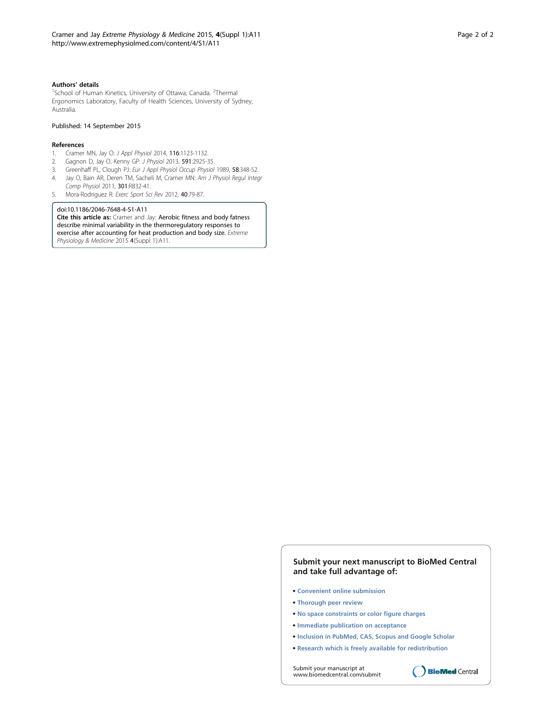### Authors' details

[1]School of Human Kinetics, University of Ottawa, Canada. [2]Thermal Ergonomics Laboratory, Faculty of Health Sciences, University of Sydney, Australia.

Published: 14 September 2015

### References

1. Cramer MN, Jay O: *J Appl Physiol* 2014, **116**:1123-1132.
2. Gagnon D, Jay O, Kenny GP: *J Physiol* 2013, **591**:2925-35.
3. Greenhaff PL, Clough PJ: *Eur J Appl Physiol Occup Physiol* 1989, **58**:348-52.
4. Jay O, Bain AR, Deren TM, Sacheli M, Cramer MN: *Am J Physiol Regul Integr Comp Physiol* 2011, **301**:R832-41.
5. Mora-Rodriguez R: *Exerc Sport Sci Rev* 2012, **40**:79-87.

doi:10.1186/2046-7648-4-S1-A11

**Cite this article as:** Cramer and Jay: Aerobic fitness and body fatness describe minimal variability in the thermoregulatory responses to exercise after accounting for heat production and body size. *Extreme Physiology & Medicine* 2015 **4**(Suppl 1):A11.

**Submit your next manuscript to BioMed Central and take full advantage of:**

- **Convenient online submission**
- **Thorough peer review**
- **No space constraints or color figure charges**
- **Immediate publication on acceptance**
- **Inclusion in PubMed, CAS, Scopus and Google Scholar**
- **Research which is freely available for redistribution**

Submit your manuscript at www.biomedcentral.com/submit

BioMed Central